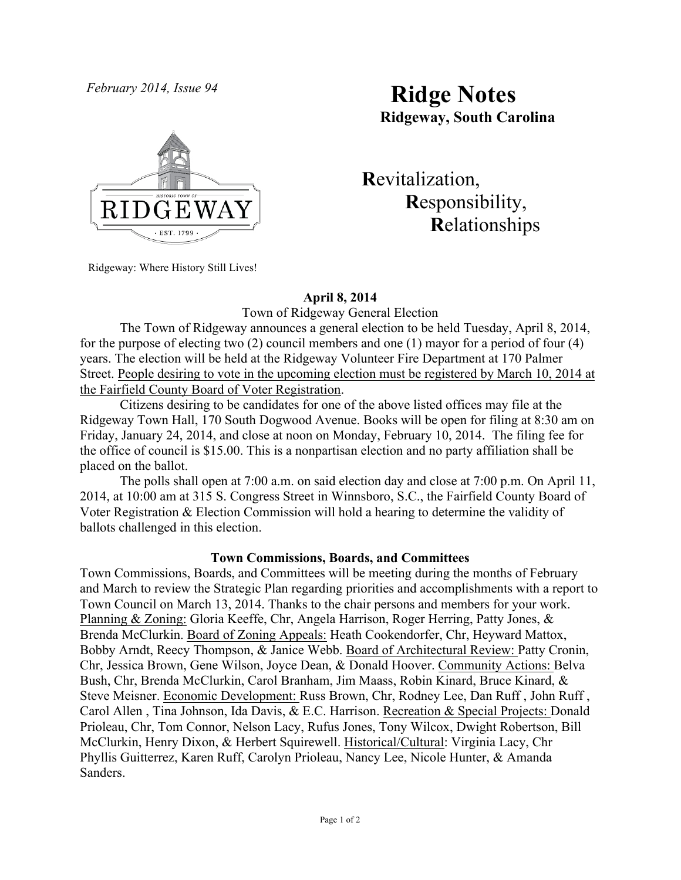*February 2014, Issue 94*

# Ridge Notes

**Ridgeway, South Carolina**

**R**evitalization,
**R**esponsibility,
**R**elationships

Ridgeway: Where History Still Lives!

**April 8, 2014**

Town of Ridgeway General Election

The Town of Ridgeway announces a general election to be held Tuesday, April 8, 2014, for the purpose of electing two (2) council members and one (1) mayor for a period of four (4) years. The election will be held at the Ridgeway Volunteer Fire Department at 170 Palmer Street. People desiring to vote in the upcoming election must be registered by March 10, 2014 at the Fairfield County Board of Voter Registration.

Citizens desiring to be candidates for one of the above listed offices may file at the Ridgeway Town Hall, 170 South Dogwood Avenue. Books will be open for filing at 8:30 am on Friday, January 24, 2014, and close at noon on Monday, February 10, 2014. The filing fee for the office of council is $15.00. This is a nonpartisan election and no party affiliation shall be placed on the ballot.

The polls shall open at 7:00 a.m. on said election day and close at 7:00 p.m. On April 11, 2014, at 10:00 am at 315 S. Congress Street in Winnsboro, S.C., the Fairfield County Board of Voter Registration & Election Commission will hold a hearing to determine the validity of ballots challenged in this election.

**Town Commissions, Boards, and Committees**

Town Commissions, Boards, and Committees will be meeting during the months of February and March to review the Strategic Plan regarding priorities and accomplishments with a report to Town Council on March 13, 2014. Thanks to the chair persons and members for your work. Planning & Zoning: Gloria Keeffe, Chr, Angela Harrison, Roger Herring, Patty Jones, & Brenda McClurkin. Board of Zoning Appeals: Heath Cookendorfer, Chr, Heyward Mattox, Bobby Arndt, Reecy Thompson, & Janice Webb. Board of Architectural Review: Patty Cronin, Chr, Jessica Brown, Gene Wilson, Joyce Dean, & Donald Hoover. Community Actions: Belva Bush, Chr, Brenda McClurkin, Carol Branham, Jim Maass, Robin Kinard, Bruce Kinard, & Steve Meisner. Economic Development: Russ Brown, Chr, Rodney Lee, Dan Ruff , John Ruff , Carol Allen , Tina Johnson, Ida Davis, & E.C. Harrison. Recreation & Special Projects: Donald Prioleau, Chr, Tom Connor, Nelson Lacy, Rufus Jones, Tony Wilcox, Dwight Robertson, Bill McClurkin, Henry Dixon, & Herbert Squirewell. Historical/Cultural: Virginia Lacy, Chr Phyllis Guitterrez, Karen Ruff, Carolyn Prioleau, Nancy Lee, Nicole Hunter, & Amanda Sanders.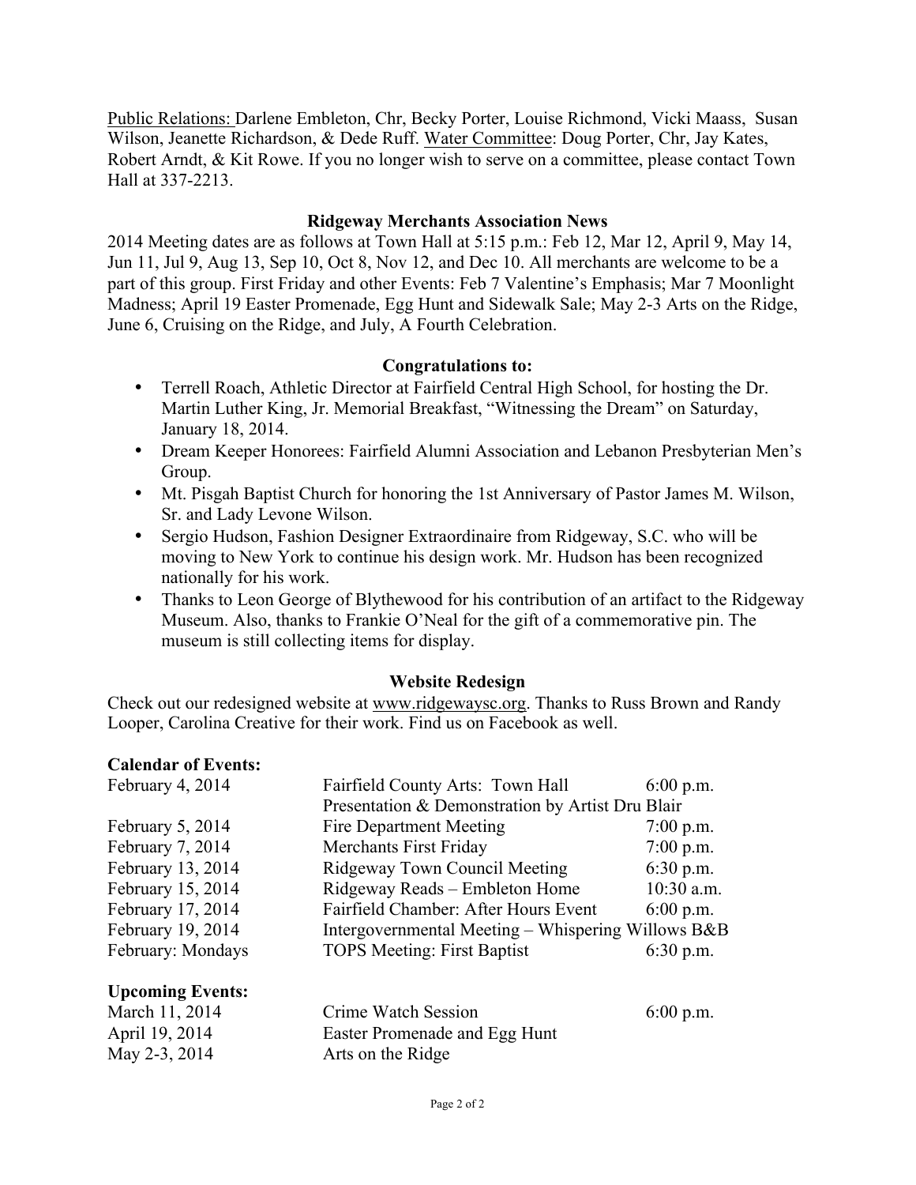Public Relations: Darlene Embleton, Chr, Becky Porter, Louise Richmond, Vicki Maass, Susan Wilson, Jeanette Richardson, & Dede Ruff. Water Committee: Doug Porter, Chr, Jay Kates, Robert Arndt, & Kit Rowe. If you no longer wish to serve on a committee, please contact Town Hall at 337-2213.

### Ridgeway Merchants Association News

2014 Meeting dates are as follows at Town Hall at 5:15 p.m.: Feb 12, Mar 12, April 9, May 14, Jun 11, Jul 9, Aug 13, Sep 10, Oct 8, Nov 12, and Dec 10. All merchants are welcome to be a part of this group. First Friday and other Events: Feb 7 Valentine's Emphasis; Mar 7 Moonlight Madness; April 19 Easter Promenade, Egg Hunt and Sidewalk Sale; May 2-3 Arts on the Ridge, June 6, Cruising on the Ridge, and July, A Fourth Celebration.

### Congratulations to:

- Terrell Roach, Athletic Director at Fairfield Central High School, for hosting the Dr. Martin Luther King, Jr. Memorial Breakfast, "Witnessing the Dream" on Saturday, January 18, 2014.
- Dream Keeper Honorees: Fairfield Alumni Association and Lebanon Presbyterian Men's Group.
- Mt. Pisgah Baptist Church for honoring the 1st Anniversary of Pastor James M. Wilson, Sr. and Lady Levone Wilson.
- Sergio Hudson, Fashion Designer Extraordinaire from Ridgeway, S.C. who will be moving to New York to continue his design work. Mr. Hudson has been recognized nationally for his work.
- Thanks to Leon George of Blythewood for his contribution of an artifact to the Ridgeway Museum. Also, thanks to Frankie O'Neal for the gift of a commemorative pin. The museum is still collecting items for display.

### Website Redesign

Check out our redesigned website at www.ridgewaysc.org. Thanks to Russ Brown and Randy Looper, Carolina Creative for their work. Find us on Facebook as well.

**Calendar of Events:**

| | | |
|---|---|---|
| February 4, 2014 | Fairfield County Arts: Town Hall<br>Presentation & Demonstration by Artist Dru Blair | 6:00 p.m. |
| February 5, 2014 | Fire Department Meeting | 7:00 p.m. |
| February 7, 2014 | Merchants First Friday | 7:00 p.m. |
| February 13, 2014 | Ridgeway Town Council Meeting | 6:30 p.m. |
| February 15, 2014 | Ridgeway Reads – Embleton Home | 10:30 a.m. |
| February 17, 2014 | Fairfield Chamber: After Hours Event | 6:00 p.m. |
| February 19, 2014 | Intergovernmental Meeting – Whispering Willows B&B | |
| February: Mondays | TOPS Meeting: First Baptist | 6:30 p.m. |

**Upcoming Events:**

| | | |
|---|---|---|
| March 11, 2014 | Crime Watch Session | 6:00 p.m. |
| April 19, 2014 | Easter Promenade and Egg Hunt | |
| May 2-3, 2014 | Arts on the Ridge | |